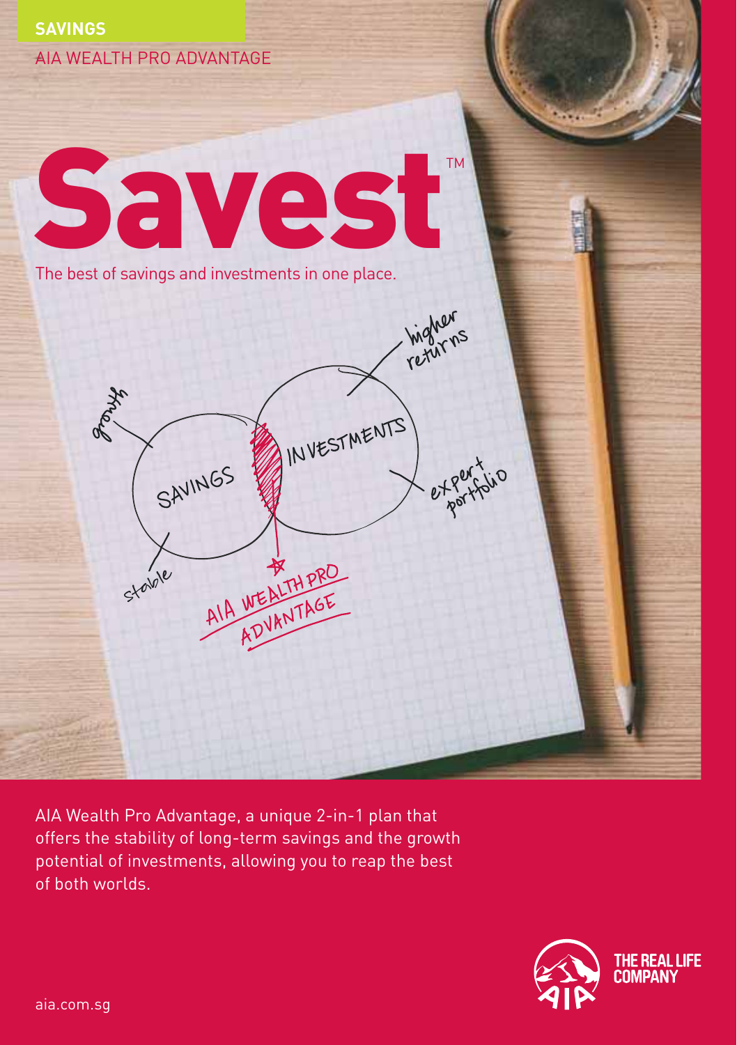**SAVINGS**

AIA WEALTH PRO ADVANTAGE

# Savest™

The best of savings and investments in one place.

growth

SAVINGS

stable

INVESTMENTS

higher returns

expert portfolio

AIA WEALTH PRO ADVANTAGE

AIA Wealth Pro Advantage, a unique 2-in-1 plan that offers the stability of long-term savings and the growth potential of investments, allowing you to reap the best of both worlds.

THE REAL LIFE COMPANY

aia.com.sg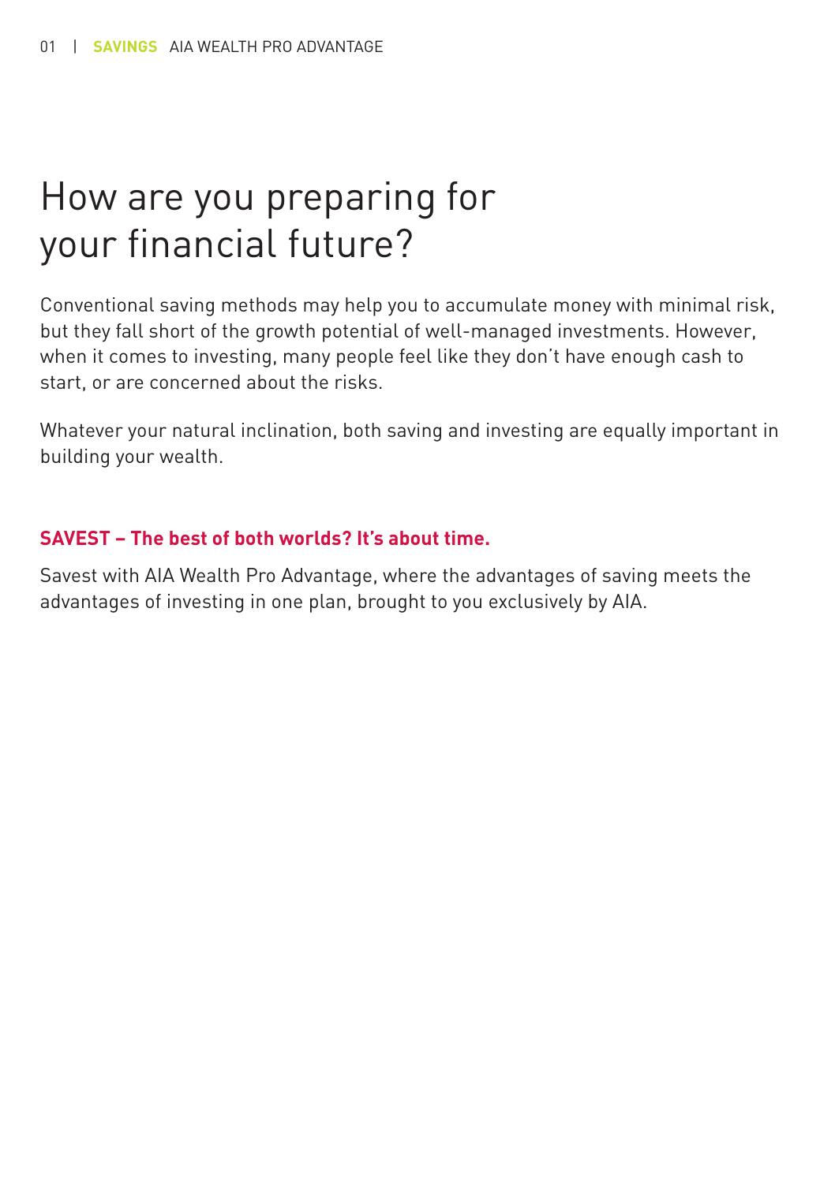# How are you preparing for your financial future?

Conventional saving methods may help you to accumulate money with minimal risk, but they fall short of the growth potential of well-managed investments. However, when it comes to investing, many people feel like they don't have enough cash to start, or are concerned about the risks.

Whatever your natural inclination, both saving and investing are equally important in building your wealth.

**SAVEST – The best of both worlds? It's about time.**

Savest with AIA Wealth Pro Advantage, where the advantages of saving meets the advantages of investing in one plan, brought to you exclusively by AIA.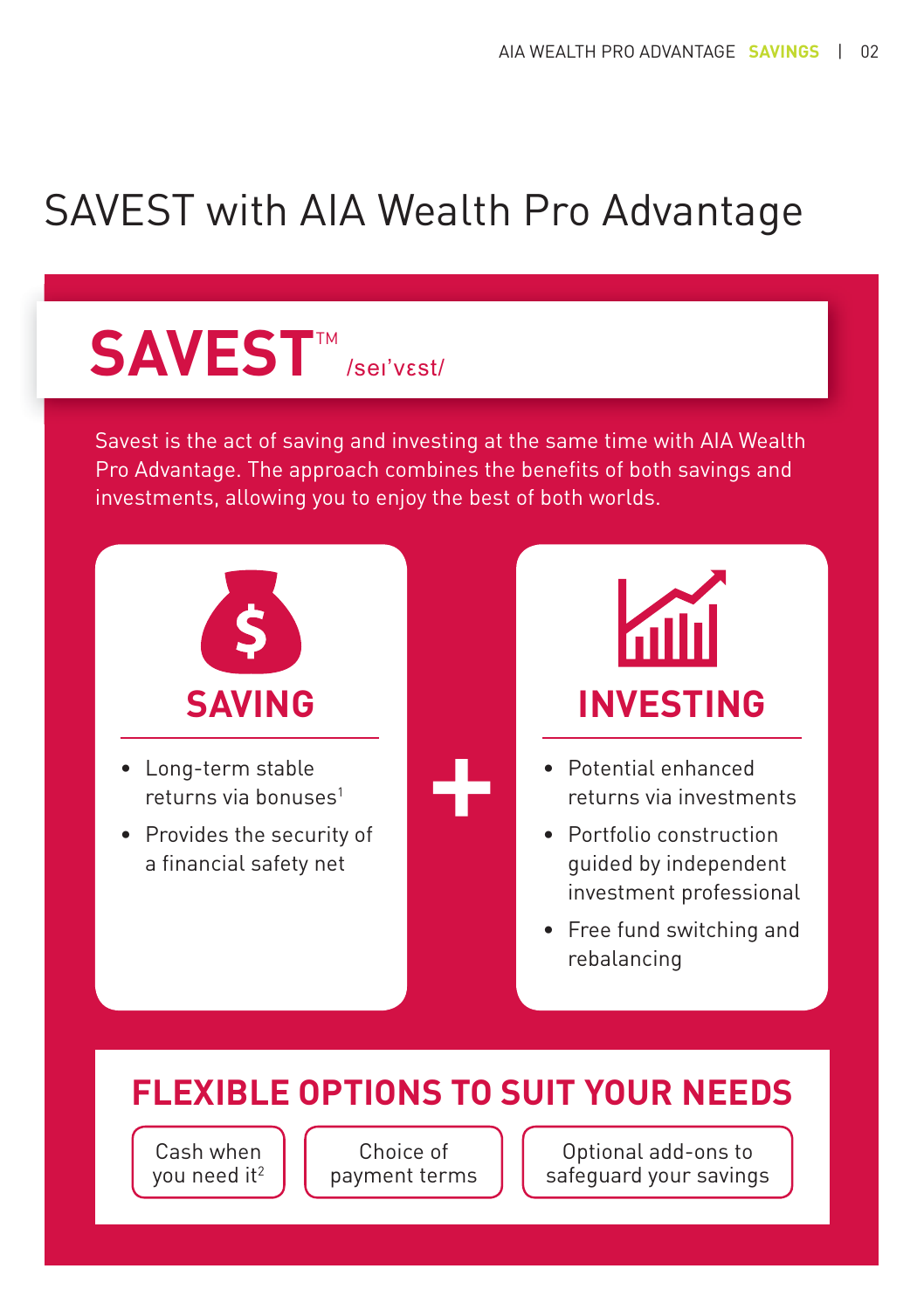# SAVEST with AIA Wealth Pro Advantage

## SAVEST™ /seɪ'vɛst/

Savest is the act of saving and investing at the same time with AIA Wealth Pro Advantage. The approach combines the benefits of both savings and investments, allowing you to enjoy the best of both worlds.

### SAVING

- Long-term stable returns via bonuses[1]
- Provides the security of a financial safety net

+

### INVESTING

- Potential enhanced returns via investments
- Portfolio construction guided by independent investment professional
- Free fund switching and rebalancing

## FLEXIBLE OPTIONS TO SUIT YOUR NEEDS

- Cash when you need it[2]
- Choice of payment terms
- Optional add-ons to safeguard your savings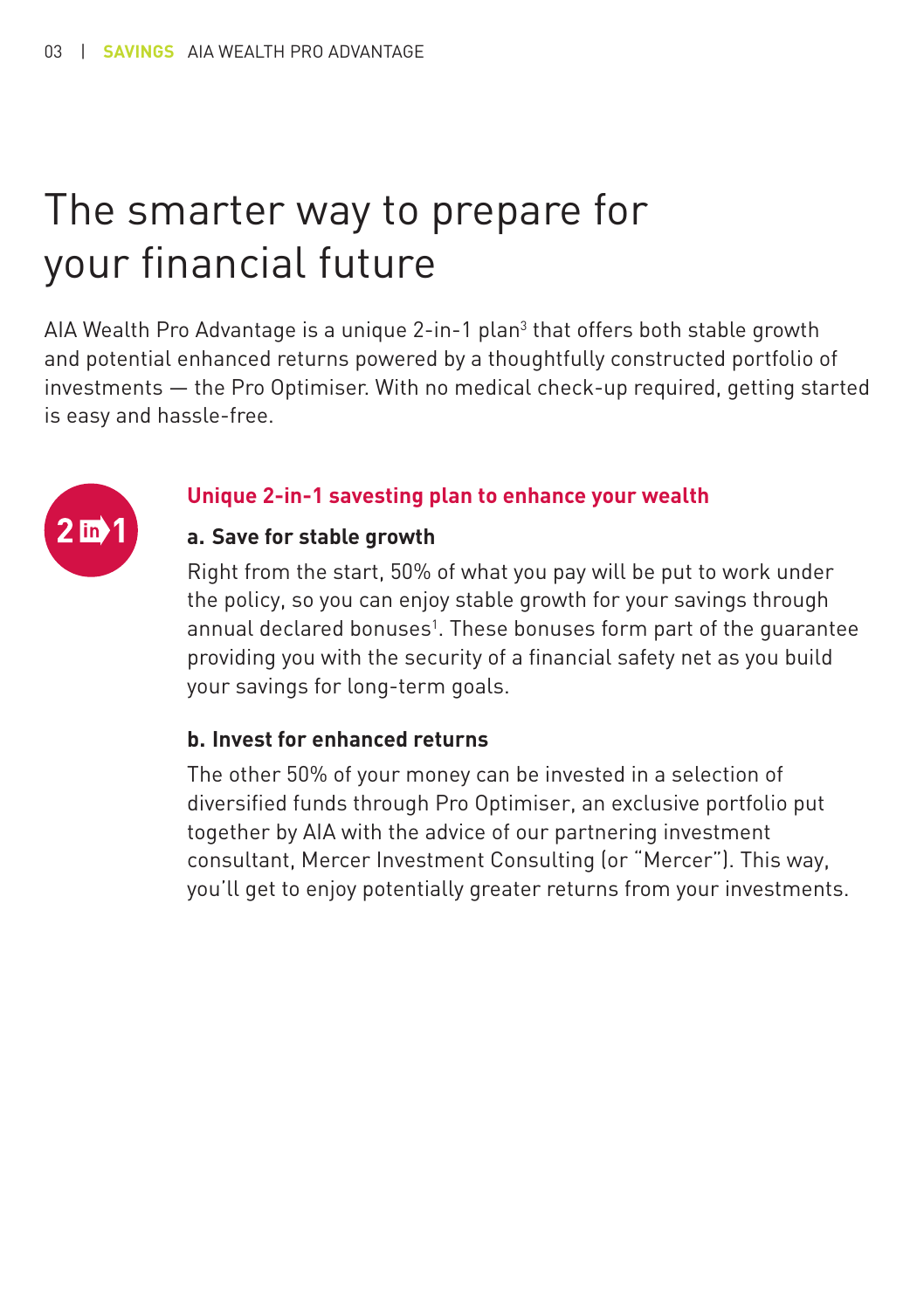# The smarter way to prepare for your financial future

AIA Wealth Pro Advantage is a unique 2-in-1 plan[3] that offers both stable growth and potential enhanced returns powered by a thoughtfully constructed portfolio of investments — the Pro Optimiser. With no medical check-up required, getting started is easy and hassle-free.

## Unique 2-in-1 savesting plan to enhance your wealth

### a. Save for stable growth

Right from the start, 50% of what you pay will be put to work under the policy, so you can enjoy stable growth for your savings through annual declared bonuses[1]. These bonuses form part of the guarantee providing you with the security of a financial safety net as you build your savings for long-term goals.

### b. Invest for enhanced returns

The other 50% of your money can be invested in a selection of diversified funds through Pro Optimiser, an exclusive portfolio put together by AIA with the advice of our partnering investment consultant, Mercer Investment Consulting (or "Mercer"). This way, you'll get to enjoy potentially greater returns from your investments.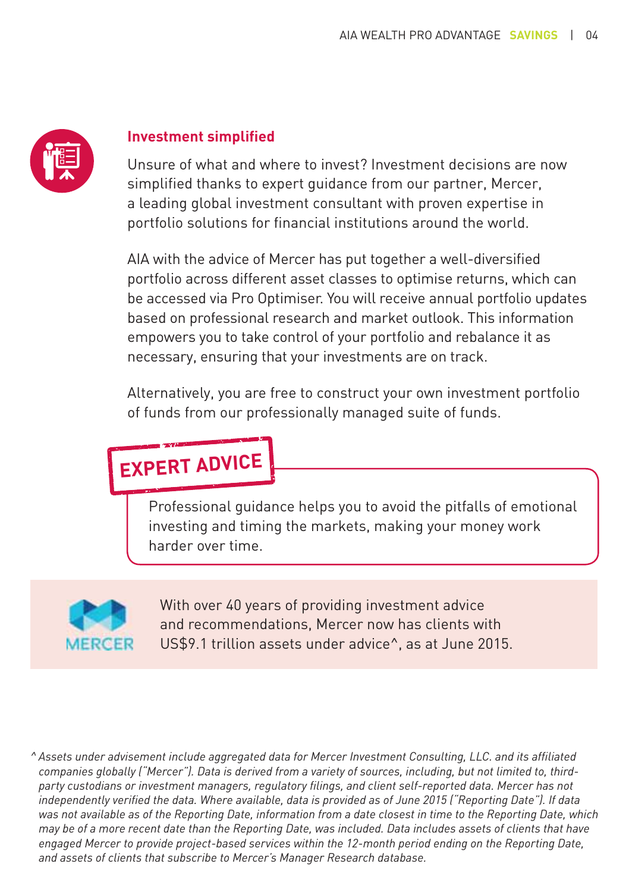## Investment simplified

Unsure of what and where to invest? Investment decisions are now simplified thanks to expert guidance from our partner, Mercer, a leading global investment consultant with proven expertise in portfolio solutions for financial institutions around the world.

AIA with the advice of Mercer has put together a well-diversified portfolio across different asset classes to optimise returns, which can be accessed via Pro Optimiser. You will receive annual portfolio updates based on professional research and market outlook. This information empowers you to take control of your portfolio and rebalance it as necessary, ensuring that your investments are on track.

Alternatively, you are free to construct your own investment portfolio of funds from our professionally managed suite of funds.

### EXPERT ADVICE

Professional guidance helps you to avoid the pitfalls of emotional investing and timing the markets, making your money work harder over time.

MERCER

With over 40 years of providing investment advice and recommendations, Mercer now has clients with US$9.1 trillion assets under advice^, as at June 2015.

*^ Assets under advisement include aggregated data for Mercer Investment Consulting, LLC. and its affiliated companies globally ("Mercer"). Data is derived from a variety of sources, including, but not limited to, third-party custodians or investment managers, regulatory filings, and client self-reported data. Mercer has not independently verified the data. Where available, data is provided as of June 2015 ("Reporting Date"). If data was not available as of the Reporting Date, information from a date closest in time to the Reporting Date, which may be of a more recent date than the Reporting Date, was included. Data includes assets of clients that have engaged Mercer to provide project-based services within the 12-month period ending on the Reporting Date, and assets of clients that subscribe to Mercer's Manager Research database.*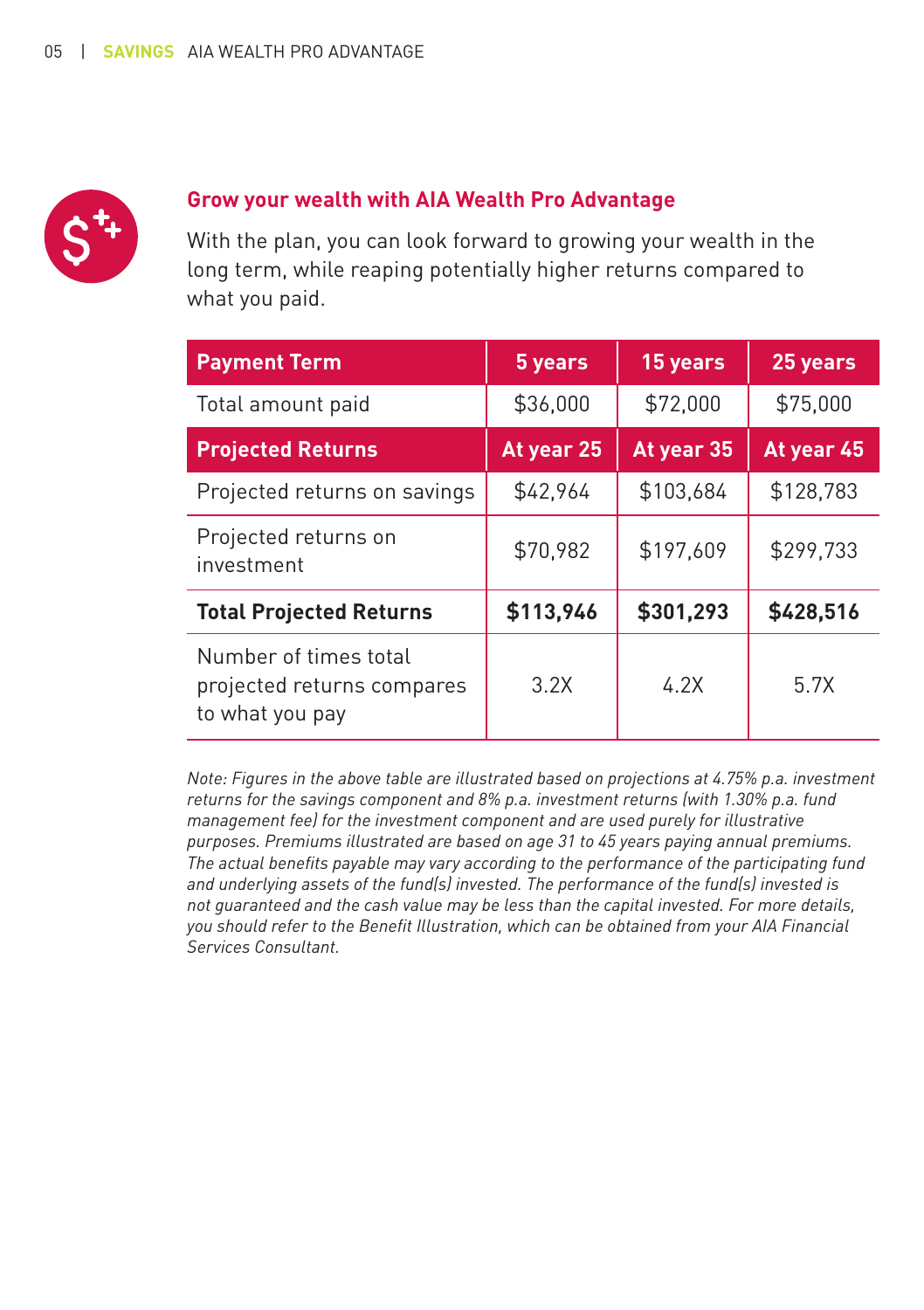## Grow your wealth with AIA Wealth Pro Advantage

With the plan, you can look forward to growing your wealth in the long term, while reaping potentially higher returns compared to what you paid.

| Payment Term | 5 years | 15 years | 25 years |
|---|---|---|---|
| Total amount paid | $36,000 | $72,000 | $75,000 |
| **Projected Returns** | **At year 25** | **At year 35** | **At year 45** |
| Projected returns on savings | $42,964 | $103,684 | $128,783 |
| Projected returns on investment | $70,982 | $197,609 | $299,733 |
| **Total Projected Returns** | **$113,946** | **$301,293** | **$428,516** |
| Number of times total projected returns compares to what you pay | 3.2X | 4.2X | 5.7X |

*Note: Figures in the above table are illustrated based on projections at 4.75% p.a. investment returns for the savings component and 8% p.a. investment returns (with 1.30% p.a. fund management fee) for the investment component and are used purely for illustrative purposes. Premiums illustrated are based on age 31 to 45 years paying annual premiums. The actual benefits payable may vary according to the performance of the participating fund and underlying assets of the fund(s) invested. The performance of the fund(s) invested is not guaranteed and the cash value may be less than the capital invested. For more details, you should refer to the Benefit Illustration, which can be obtained from your AIA Financial Services Consultant.*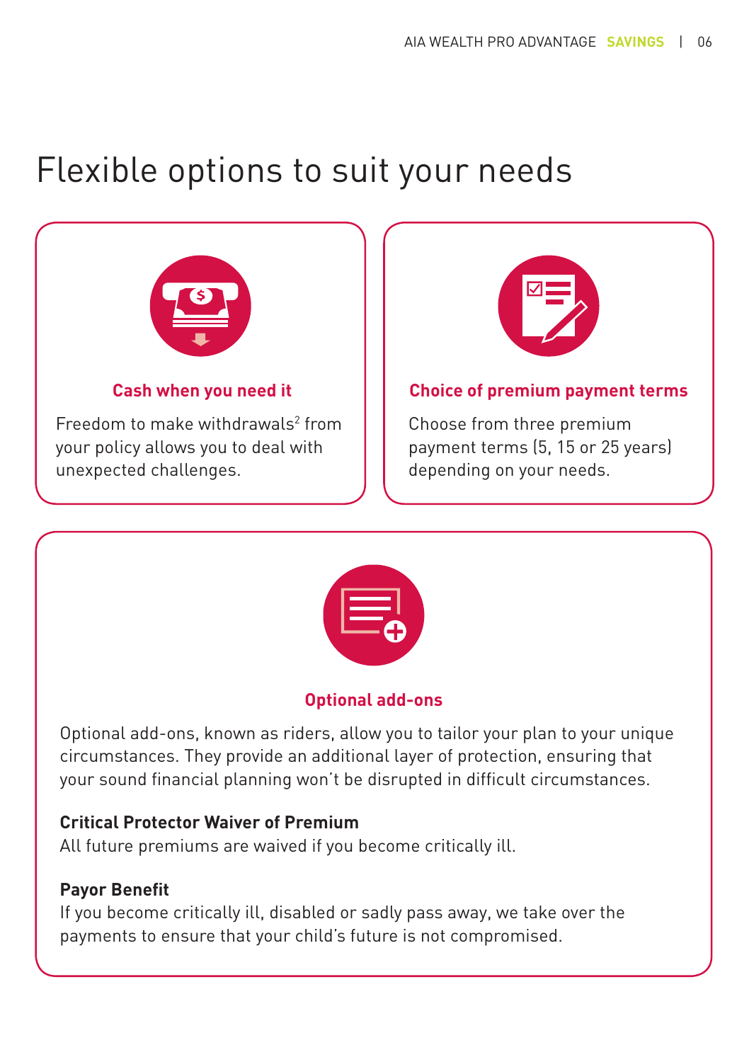# Flexible options to suit your needs

### Cash when you need it

Freedom to make withdrawals[2] from your policy allows you to deal with unexpected challenges.

### Choice of premium payment terms

Choose from three premium payment terms (5, 15 or 25 years) depending on your needs.

### Optional add-ons

Optional add-ons, known as riders, allow you to tailor your plan to your unique circumstances. They provide an additional layer of protection, ensuring that your sound financial planning won't be disrupted in difficult circumstances.

**Critical Protector Waiver of Premium**
All future premiums are waived if you become critically ill.

**Payor Benefit**
If you become critically ill, disabled or sadly pass away, we take over the payments to ensure that your child's future is not compromised.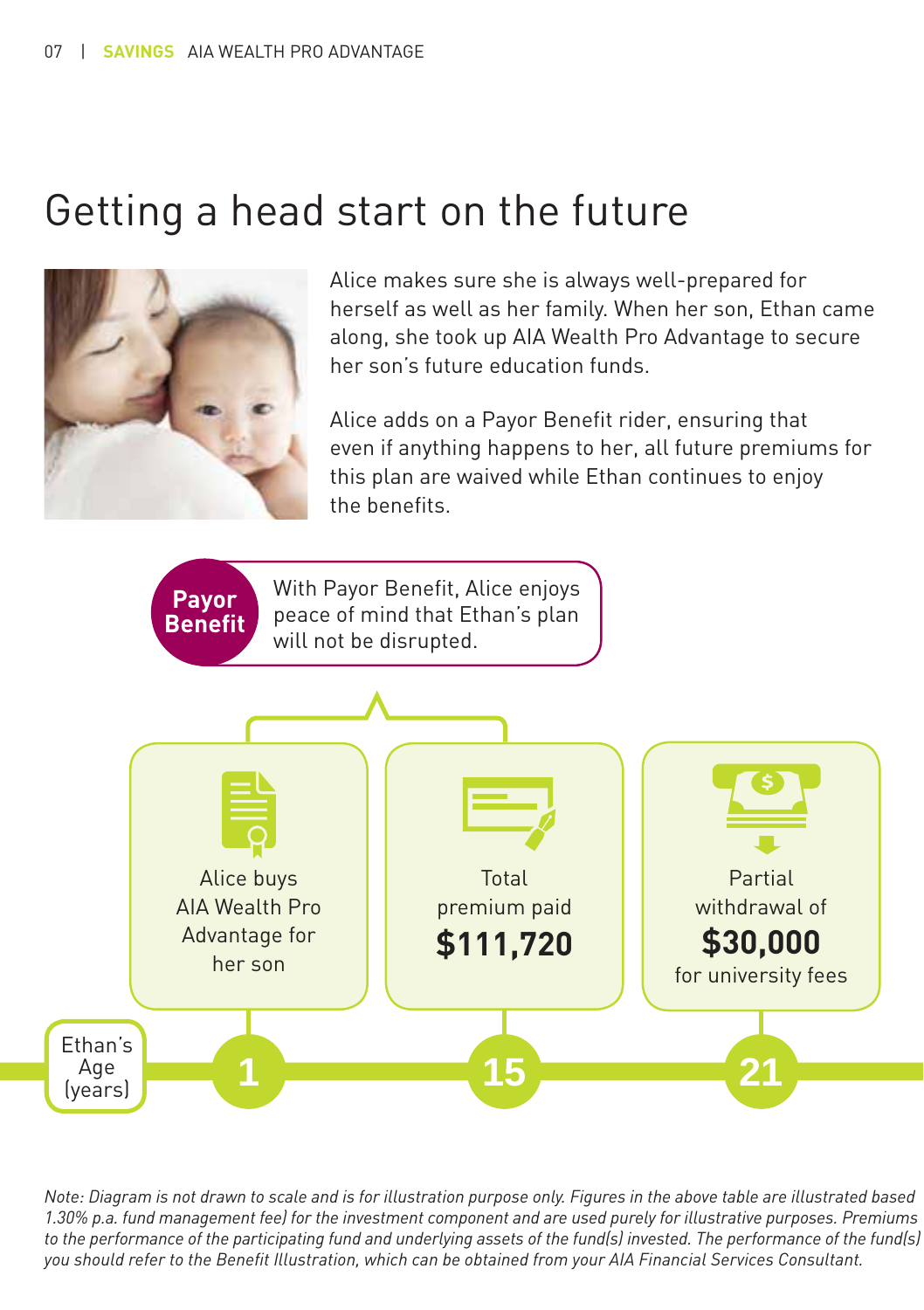# Getting a head start on the future

Alice makes sure she is always well-prepared for herself as well as her family. When her son, Ethan came along, she took up AIA Wealth Pro Advantage to secure her son's future education funds.

Alice adds on a Payor Benefit rider, ensuring that even if anything happens to her, all future premiums for this plan are waived while Ethan continues to enjoy the benefits.

**Payor Benefit** With Payor Benefit, Alice enjoys peace of mind that Ethan's plan will not be disrupted.

| Ethan's Age (years) | Event |
|---|---|
| 1 | Alice buys AIA Wealth Pro Advantage for her son |
| 15 | Total premium paid **$111,720** |
| 21 | Partial withdrawal of **$30,000** for university fees |

*Note: Diagram is not drawn to scale and is for illustration purpose only. Figures in the above table are illustrated based 1.30% p.a. fund management fee) for the investment component and are used purely for illustrative purposes. Premiums to the performance of the participating fund and underlying assets of the fund(s) invested. The performance of the fund(s) you should refer to the Benefit Illustration, which can be obtained from your AIA Financial Services Consultant.*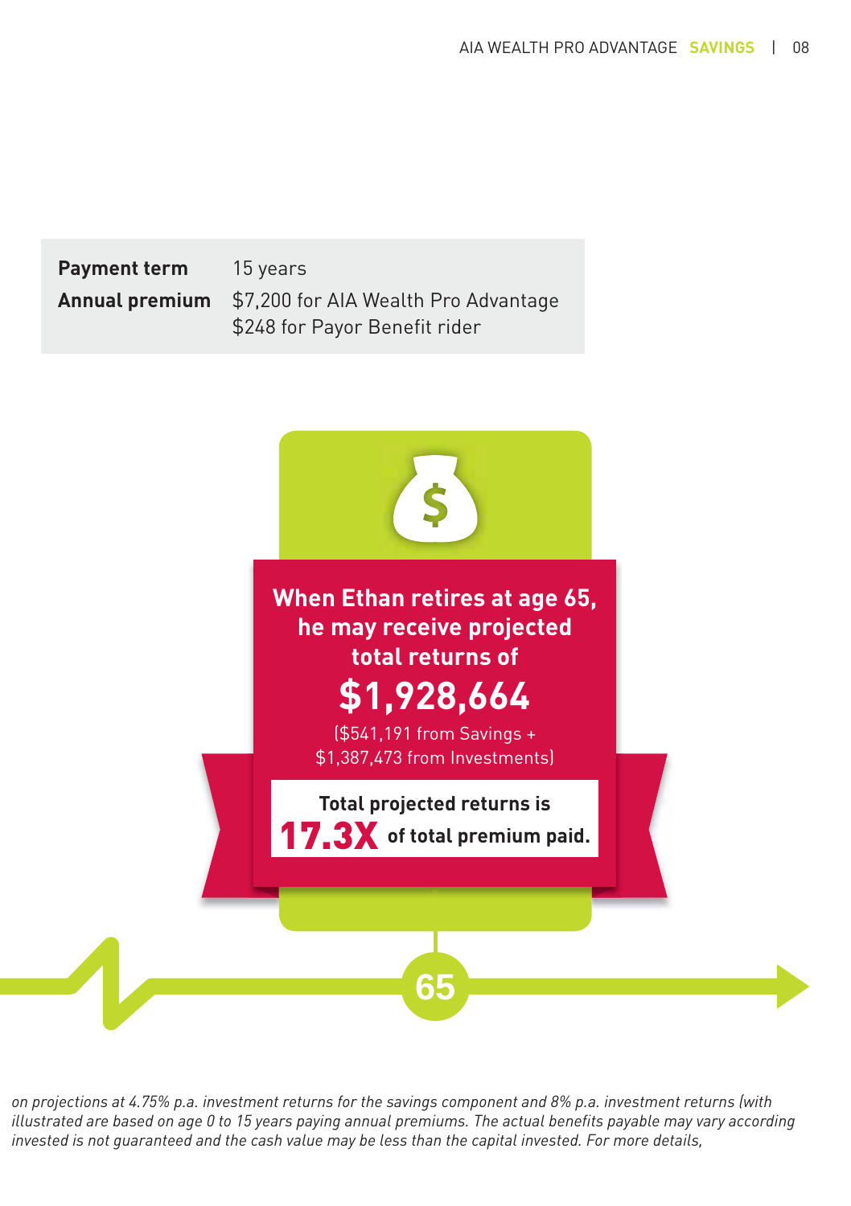| | |
|---|---|
| **Payment term** | 15 years |
| **Annual premium** | $7,200 for AIA Wealth Pro Advantage<br>$248 for Payor Benefit rider |

**When Ethan retires at age 65, he may receive projected total returns of**

**$1,928,664**

($541,191 from Savings + $1,387,473 from Investments)

**Total projected returns is 17.3X of total premium paid.**

65

*on projections at 4.75% p.a. investment returns for the savings component and 8% p.a. investment returns (with illustrated are based on age 0 to 15 years paying annual premiums. The actual benefits payable may vary according invested is not guaranteed and the cash value may be less than the capital invested. For more details,*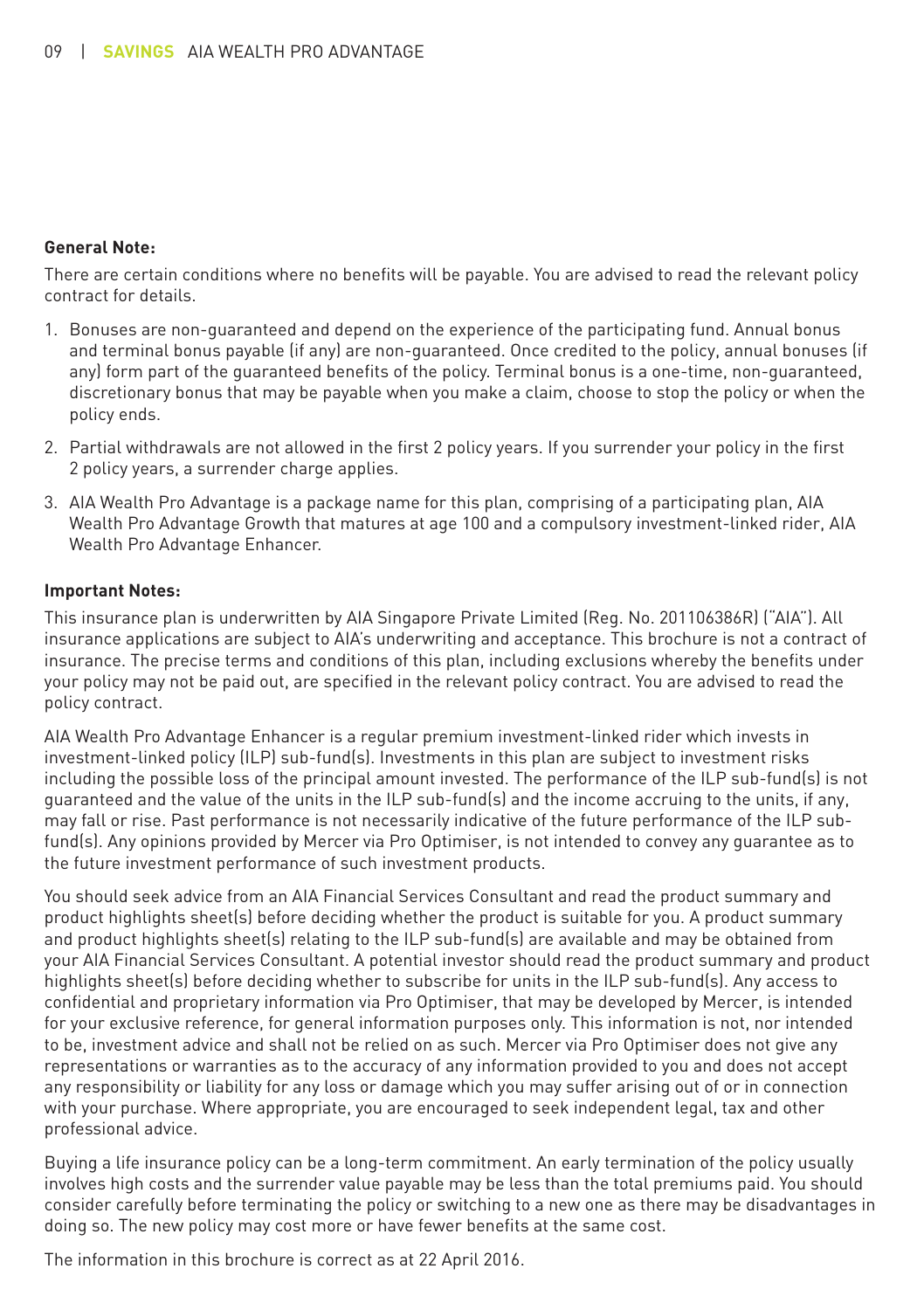**General Note:**

There are certain conditions where no benefits will be payable. You are advised to read the relevant policy contract for details.

1. Bonuses are non-guaranteed and depend on the experience of the participating fund. Annual bonus and terminal bonus payable (if any) are non-guaranteed. Once credited to the policy, annual bonuses (if any) form part of the guaranteed benefits of the policy. Terminal bonus is a one-time, non-guaranteed, discretionary bonus that may be payable when you make a claim, choose to stop the policy or when the policy ends.
2. Partial withdrawals are not allowed in the first 2 policy years. If you surrender your policy in the first 2 policy years, a surrender charge applies.
3. AIA Wealth Pro Advantage is a package name for this plan, comprising of a participating plan, AIA Wealth Pro Advantage Growth that matures at age 100 and a compulsory investment-linked rider, AIA Wealth Pro Advantage Enhancer.

**Important Notes:**

This insurance plan is underwritten by AIA Singapore Private Limited (Reg. No. 201106386R) ("AIA"). All insurance applications are subject to AIA's underwriting and acceptance. This brochure is not a contract of insurance. The precise terms and conditions of this plan, including exclusions whereby the benefits under your policy may not be paid out, are specified in the relevant policy contract. You are advised to read the policy contract.

AIA Wealth Pro Advantage Enhancer is a regular premium investment-linked rider which invests in investment-linked policy (ILP) sub-fund(s). Investments in this plan are subject to investment risks including the possible loss of the principal amount invested. The performance of the ILP sub-fund(s) is not guaranteed and the value of the units in the ILP sub-fund(s) and the income accruing to the units, if any, may fall or rise. Past performance is not necessarily indicative of the future performance of the ILP sub-fund(s). Any opinions provided by Mercer via Pro Optimiser, is not intended to convey any guarantee as to the future investment performance of such investment products.

You should seek advice from an AIA Financial Services Consultant and read the product summary and product highlights sheet(s) before deciding whether the product is suitable for you. A product summary and product highlights sheet(s) relating to the ILP sub-fund(s) are available and may be obtained from your AIA Financial Services Consultant. A potential investor should read the product summary and product highlights sheet(s) before deciding whether to subscribe for units in the ILP sub-fund(s). Any access to confidential and proprietary information via Pro Optimiser, that may be developed by Mercer, is intended for your exclusive reference, for general information purposes only. This information is not, nor intended to be, investment advice and shall not be relied on as such. Mercer via Pro Optimiser does not give any representations or warranties as to the accuracy of any information provided to you and does not accept any responsibility or liability for any loss or damage which you may suffer arising out of or in connection with your purchase. Where appropriate, you are encouraged to seek independent legal, tax and other professional advice.

Buying a life insurance policy can be a long-term commitment. An early termination of the policy usually involves high costs and the surrender value payable may be less than the total premiums paid. You should consider carefully before terminating the policy or switching to a new one as there may be disadvantages in doing so. The new policy may cost more or have fewer benefits at the same cost.

The information in this brochure is correct as at 22 April 2016.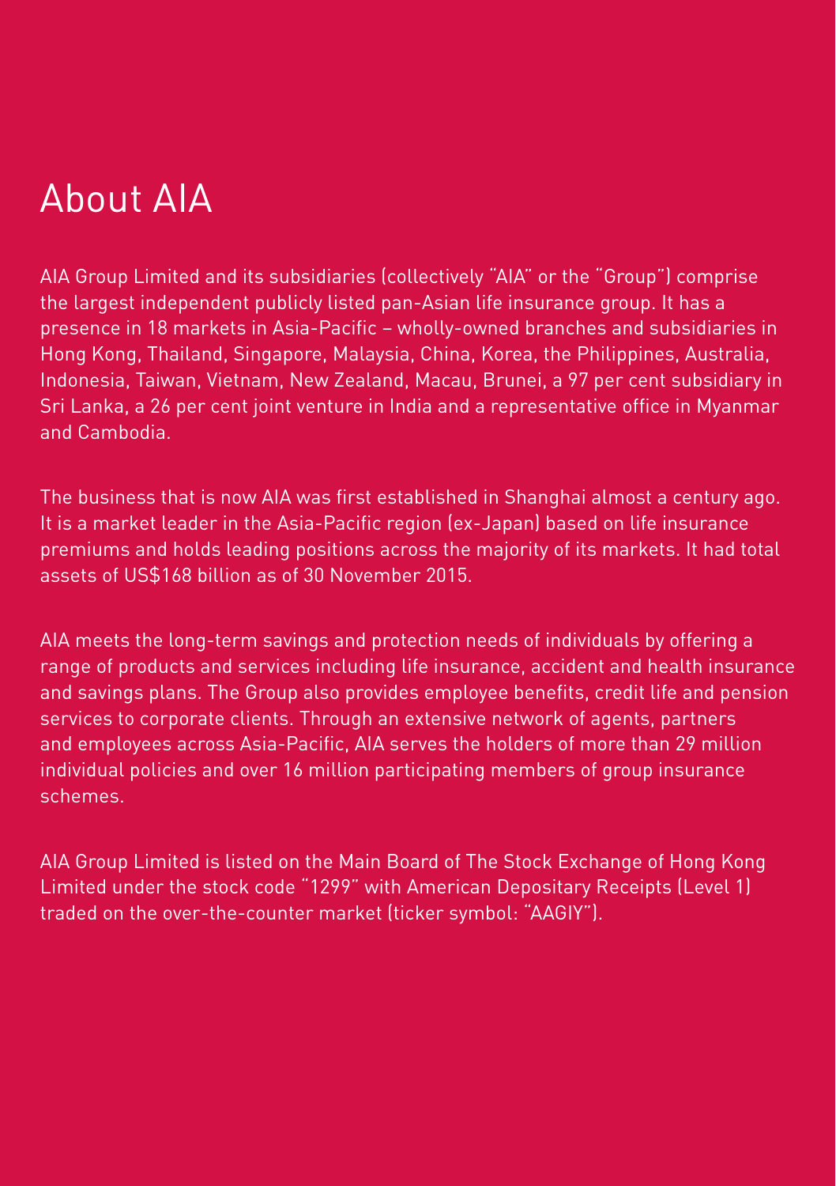# About AIA

AIA Group Limited and its subsidiaries (collectively "AIA" or the "Group") comprise the largest independent publicly listed pan-Asian life insurance group. It has a presence in 18 markets in Asia-Pacific – wholly-owned branches and subsidiaries in Hong Kong, Thailand, Singapore, Malaysia, China, Korea, the Philippines, Australia, Indonesia, Taiwan, Vietnam, New Zealand, Macau, Brunei, a 97 per cent subsidiary in Sri Lanka, a 26 per cent joint venture in India and a representative office in Myanmar and Cambodia.

The business that is now AIA was first established in Shanghai almost a century ago. It is a market leader in the Asia-Pacific region (ex-Japan) based on life insurance premiums and holds leading positions across the majority of its markets. It had total assets of US$168 billion as of 30 November 2015.

AIA meets the long-term savings and protection needs of individuals by offering a range of products and services including life insurance, accident and health insurance and savings plans. The Group also provides employee benefits, credit life and pension services to corporate clients. Through an extensive network of agents, partners and employees across Asia-Pacific, AIA serves the holders of more than 29 million individual policies and over 16 million participating members of group insurance schemes.

AIA Group Limited is listed on the Main Board of The Stock Exchange of Hong Kong Limited under the stock code "1299" with American Depositary Receipts (Level 1) traded on the over-the-counter market (ticker symbol: "AAGIY").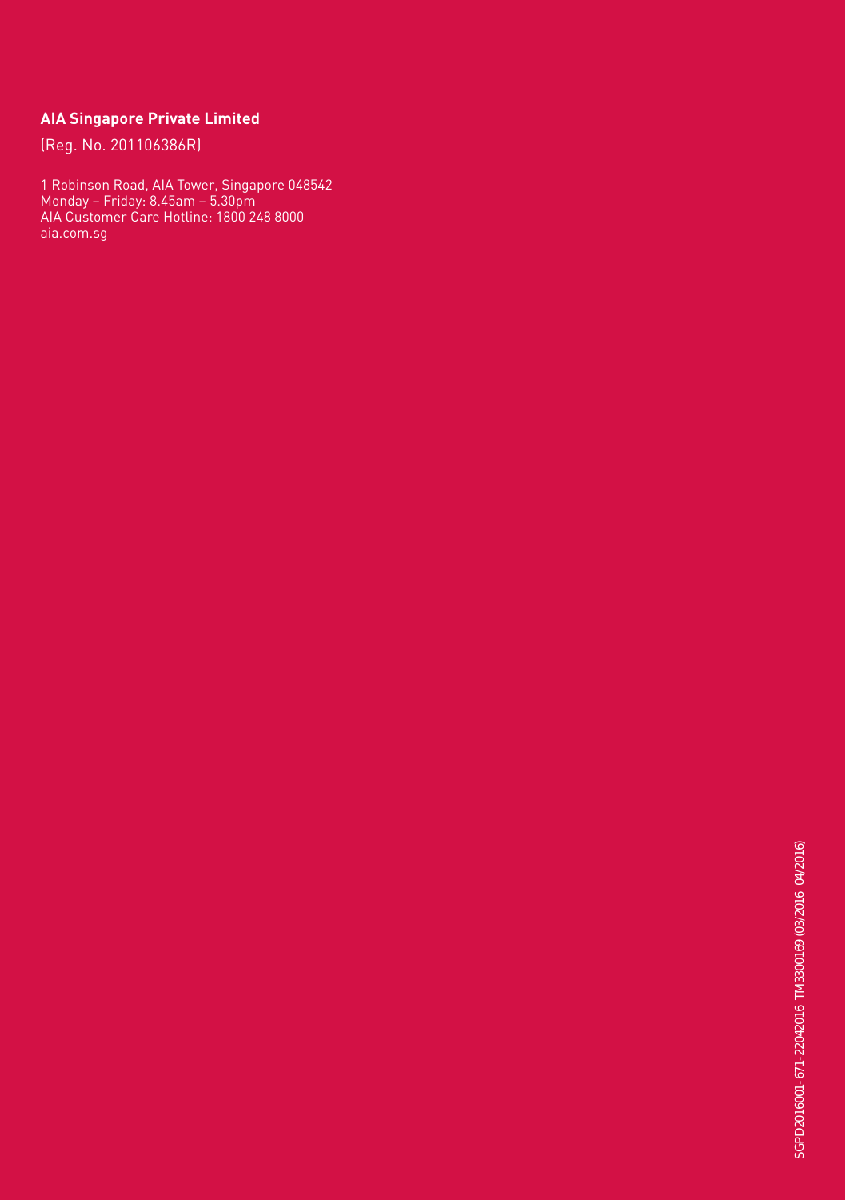**AIA Singapore Private Limited**

(Reg. No. 201106386R)

1 Robinson Road, AIA Tower, Singapore 048542
Monday – Friday: 8.45am – 5.30pm
AIA Customer Care Hotline: 1800 248 8000
aia.com.sg

SGPD2016001-671-22042016 TM3300169 (03/2016 04/2016)